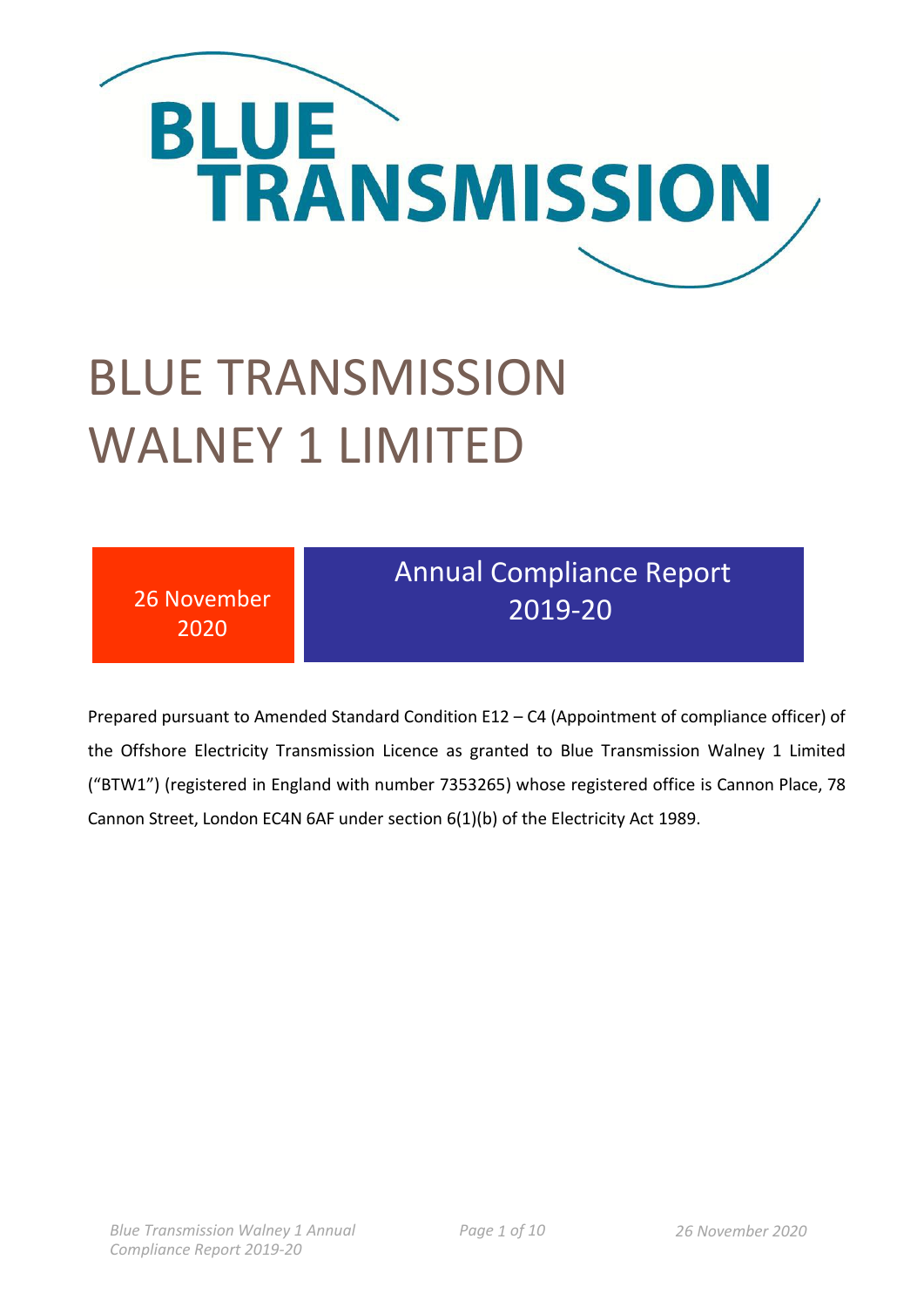# BLUE TRANSMISSION WALNEY 1 LIMITED

26 November 2020

## Annual Compliance Report 2019-20

Prepared pursuant to Amended Standard Condition E12 – C4 (Appointment of compliance officer) of the Offshore Electricity Transmission Licence as granted to Blue Transmission Walney 1 Limited ("BTW1") (registered in England with number 7353265) whose registered office is Cannon Place, 78 Cannon Street, London EC4N 6AF under section 6(1)(b) of the Electricity Act 1989.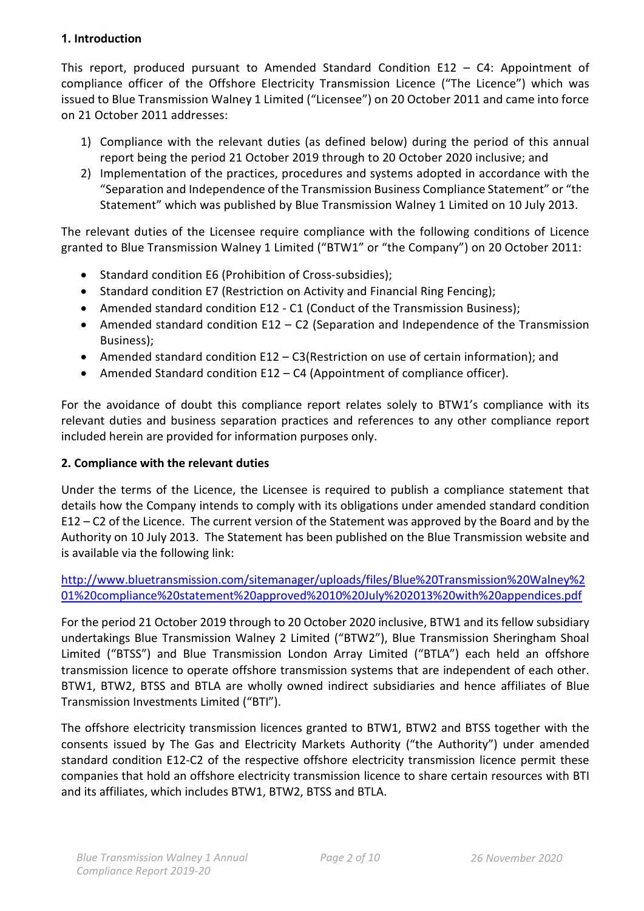## 1. Introduction

This report, produced pursuant to Amended Standard Condition E12 – C4: Appointment of compliance officer of the Offshore Electricity Transmission Licence ("The Licence") which was issued to Blue Transmission Walney 1 Limited ("Licensee") on 20 October 2011 and came into force on 21 October 2011 addresses:

1) Compliance with the relevant duties (as defined below) during the period of this annual report being the period 21 October 2019 through to 20 October 2020 inclusive; and
2) Implementation of the practices, procedures and systems adopted in accordance with the "Separation and Independence of the Transmission Business Compliance Statement" or "the Statement" which was published by Blue Transmission Walney 1 Limited on 10 July 2013.

The relevant duties of the Licensee require compliance with the following conditions of Licence granted to Blue Transmission Walney 1 Limited ("BTW1" or "the Company") on 20 October 2011:

- Standard condition E6 (Prohibition of Cross-subsidies);
- Standard condition E7 (Restriction on Activity and Financial Ring Fencing);
- Amended standard condition E12 - C1 (Conduct of the Transmission Business);
- Amended standard condition E12 – C2 (Separation and Independence of the Transmission Business);
- Amended standard condition E12 – C3(Restriction on use of certain information); and
- Amended Standard condition E12 – C4 (Appointment of compliance officer).

For the avoidance of doubt this compliance report relates solely to BTW1's compliance with its relevant duties and business separation practices and references to any other compliance report included herein are provided for information purposes only.

## 2. Compliance with the relevant duties

Under the terms of the Licence, the Licensee is required to publish a compliance statement that details how the Company intends to comply with its obligations under amended standard condition E12 – C2 of the Licence. The current version of the Statement was approved by the Board and by the Authority on 10 July 2013. The Statement has been published on the Blue Transmission website and is available via the following link:

http://www.bluetransmission.com/sitemanager/uploads/files/Blue%20Transmission%20Walney%201%20compliance%20statement%20approved%2010%20July%202013%20with%20appendices.pdf

For the period 21 October 2019 through to 20 October 2020 inclusive, BTW1 and its fellow subsidiary undertakings Blue Transmission Walney 2 Limited ("BTW2"), Blue Transmission Sheringham Shoal Limited ("BTSS") and Blue Transmission London Array Limited ("BTLA") each held an offshore transmission licence to operate offshore transmission systems that are independent of each other. BTW1, BTW2, BTSS and BTLA are wholly owned indirect subsidiaries and hence affiliates of Blue Transmission Investments Limited ("BTI").

The offshore electricity transmission licences granted to BTW1, BTW2 and BTSS together with the consents issued by The Gas and Electricity Markets Authority ("the Authority") under amended standard condition E12-C2 of the respective offshore electricity transmission licence permit these companies that hold an offshore electricity transmission licence to share certain resources with BTI and its affiliates, which includes BTW1, BTW2, BTSS and BTLA.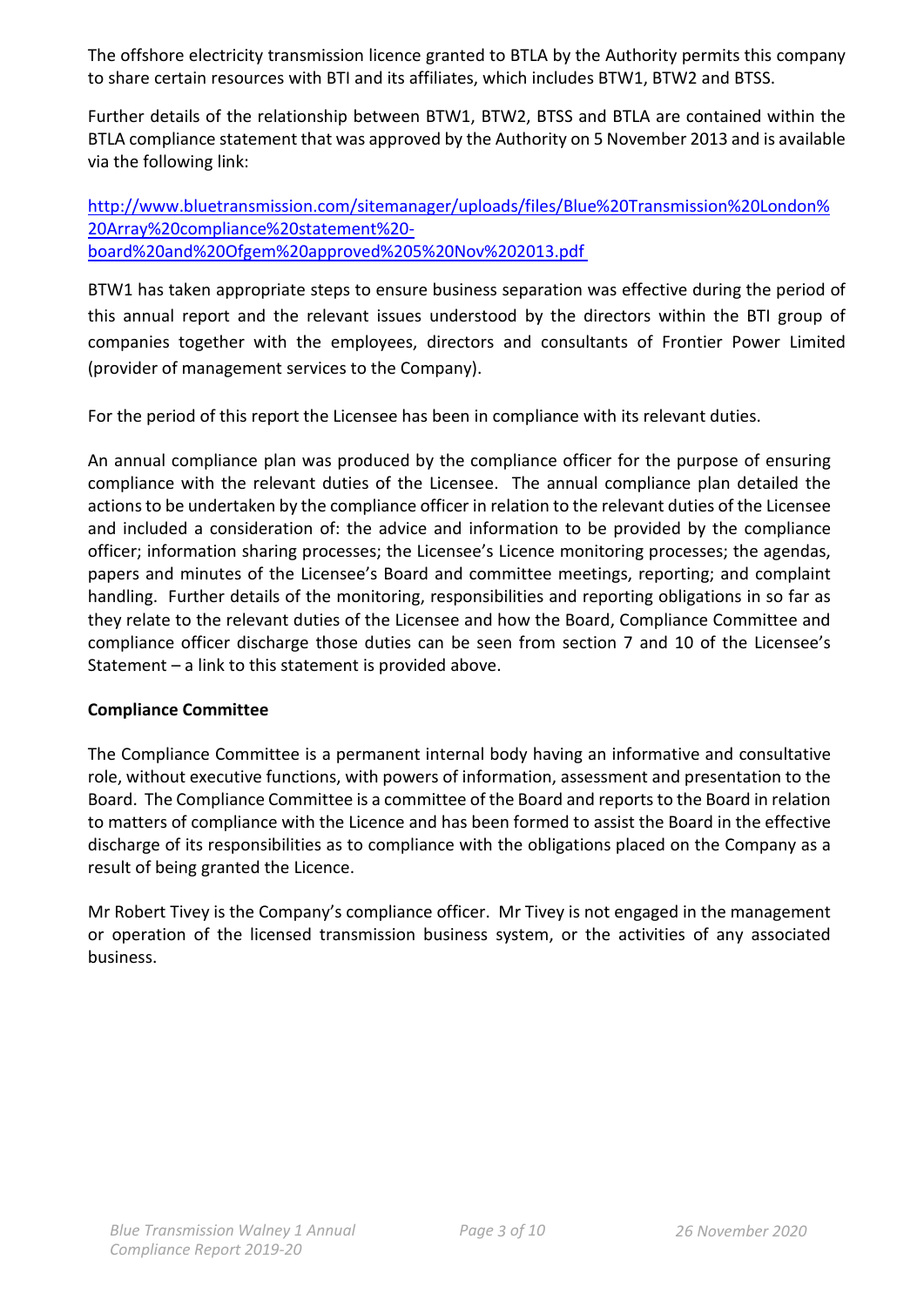The offshore electricity transmission licence granted to BTLA by the Authority permits this company to share certain resources with BTI and its affiliates, which includes BTW1, BTW2 and BTSS.

Further details of the relationship between BTW1, BTW2, BTSS and BTLA are contained within the BTLA compliance statement that was approved by the Authority on 5 November 2013 and is available via the following link:

[http://www.bluetransmission.com/sitemanager/uploads/files/Blue%20Transmission%20London%20Array%20compliance%20statement%20-board%20and%20Ofgem%20approved%205%20Nov%202013.pdf](http://www.bluetransmission.com/sitemanager/uploads/files/Blue%20Transmission%20London%20Array%20compliance%20statement%20-board%20and%20Ofgem%20approved%205%20Nov%202013.pdf)

BTW1 has taken appropriate steps to ensure business separation was effective during the period of this annual report and the relevant issues understood by the directors within the BTI group of companies together with the employees, directors and consultants of Frontier Power Limited (provider of management services to the Company).

For the period of this report the Licensee has been in compliance with its relevant duties.

An annual compliance plan was produced by the compliance officer for the purpose of ensuring compliance with the relevant duties of the Licensee. The annual compliance plan detailed the actions to be undertaken by the compliance officer in relation to the relevant duties of the Licensee and included a consideration of: the advice and information to be provided by the compliance officer; information sharing processes; the Licensee's Licence monitoring processes; the agendas, papers and minutes of the Licensee's Board and committee meetings, reporting; and complaint handling. Further details of the monitoring, responsibilities and reporting obligations in so far as they relate to the relevant duties of the Licensee and how the Board, Compliance Committee and compliance officer discharge those duties can be seen from section 7 and 10 of the Licensee's Statement – a link to this statement is provided above.

**Compliance Committee**

The Compliance Committee is a permanent internal body having an informative and consultative role, without executive functions, with powers of information, assessment and presentation to the Board. The Compliance Committee is a committee of the Board and reports to the Board in relation to matters of compliance with the Licence and has been formed to assist the Board in the effective discharge of its responsibilities as to compliance with the obligations placed on the Company as a result of being granted the Licence.

Mr Robert Tivey is the Company's compliance officer. Mr Tivey is not engaged in the management or operation of the licensed transmission business system, or the activities of any associated business.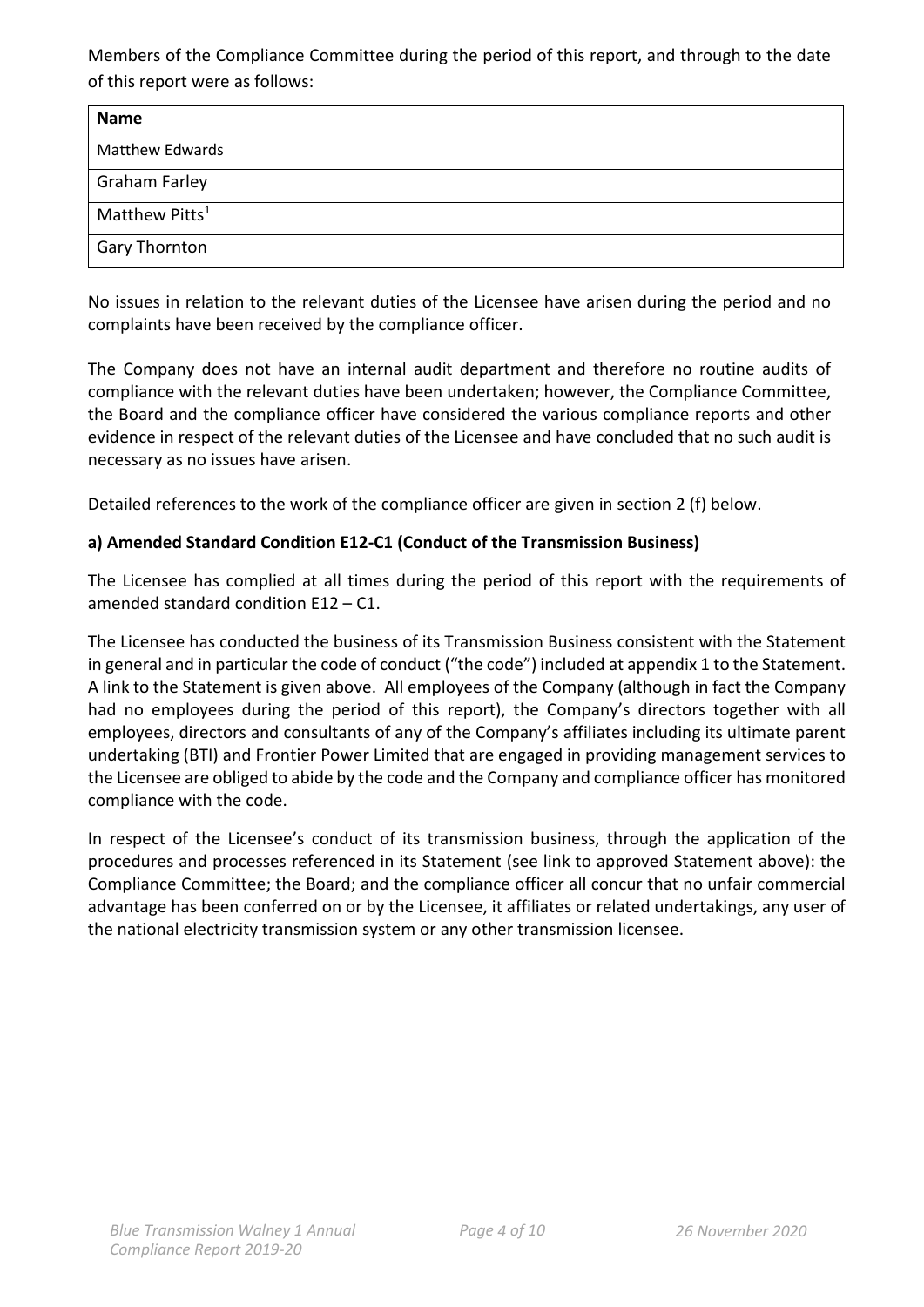Members of the Compliance Committee during the period of this report, and through to the date of this report were as follows:

| Name |
| --- |
| Matthew Edwards |
| Graham Farley |
| Matthew Pitts[1] |
| Gary Thornton |

No issues in relation to the relevant duties of the Licensee have arisen during the period and no complaints have been received by the compliance officer.

The Company does not have an internal audit department and therefore no routine audits of compliance with the relevant duties have been undertaken; however, the Compliance Committee, the Board and the compliance officer have considered the various compliance reports and other evidence in respect of the relevant duties of the Licensee and have concluded that no such audit is necessary as no issues have arisen.

Detailed references to the work of the compliance officer are given in section 2 (f) below.

**a) Amended Standard Condition E12-C1 (Conduct of the Transmission Business)**

The Licensee has complied at all times during the period of this report with the requirements of amended standard condition E12 – C1.

The Licensee has conducted the business of its Transmission Business consistent with the Statement in general and in particular the code of conduct ("the code") included at appendix 1 to the Statement. A link to the Statement is given above. All employees of the Company (although in fact the Company had no employees during the period of this report), the Company's directors together with all employees, directors and consultants of any of the Company's affiliates including its ultimate parent undertaking (BTI) and Frontier Power Limited that are engaged in providing management services to the Licensee are obliged to abide by the code and the Company and compliance officer has monitored compliance with the code.

In respect of the Licensee's conduct of its transmission business, through the application of the procedures and processes referenced in its Statement (see link to approved Statement above): the Compliance Committee; the Board; and the compliance officer all concur that no unfair commercial advantage has been conferred on or by the Licensee, it affiliates or related undertakings, any user of the national electricity transmission system or any other transmission licensee.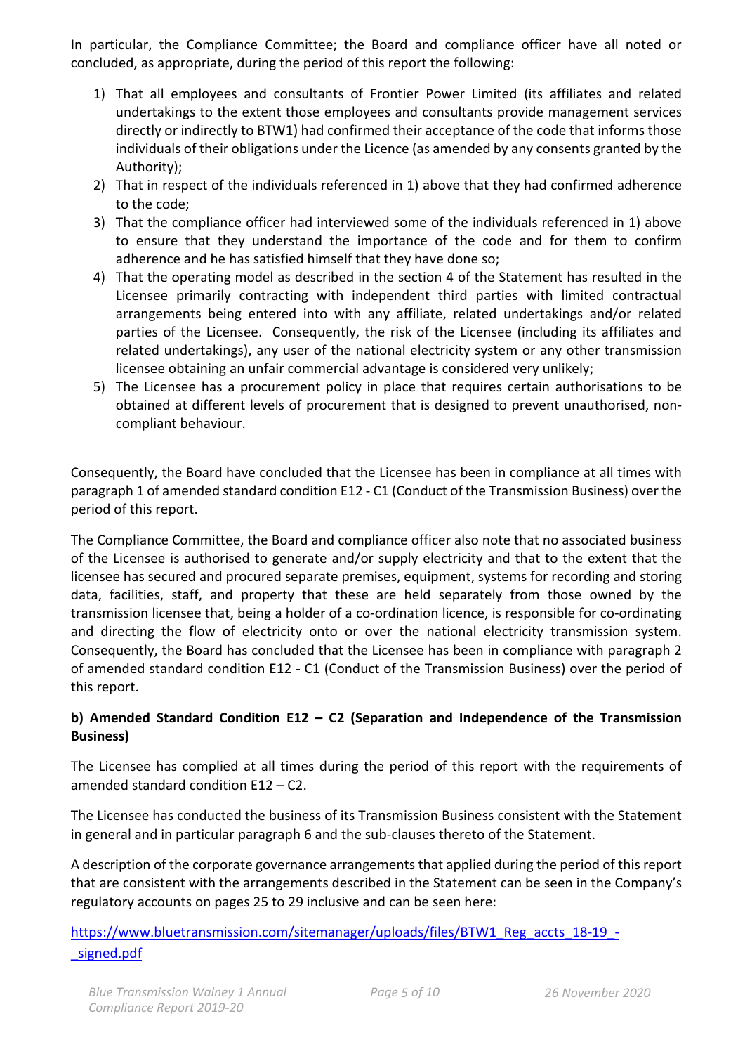In particular, the Compliance Committee; the Board and compliance officer have all noted or concluded, as appropriate, during the period of this report the following:

1) That all employees and consultants of Frontier Power Limited (its affiliates and related undertakings to the extent those employees and consultants provide management services directly or indirectly to BTW1) had confirmed their acceptance of the code that informs those individuals of their obligations under the Licence (as amended by any consents granted by the Authority);
2) That in respect of the individuals referenced in 1) above that they had confirmed adherence to the code;
3) That the compliance officer had interviewed some of the individuals referenced in 1) above to ensure that they understand the importance of the code and for them to confirm adherence and he has satisfied himself that they have done so;
4) That the operating model as described in the section 4 of the Statement has resulted in the Licensee primarily contracting with independent third parties with limited contractual arrangements being entered into with any affiliate, related undertakings and/or related parties of the Licensee. Consequently, the risk of the Licensee (including its affiliates and related undertakings), any user of the national electricity system or any other transmission licensee obtaining an unfair commercial advantage is considered very unlikely;
5) The Licensee has a procurement policy in place that requires certain authorisations to be obtained at different levels of procurement that is designed to prevent unauthorised, non-compliant behaviour.

Consequently, the Board have concluded that the Licensee has been in compliance at all times with paragraph 1 of amended standard condition E12 - C1 (Conduct of the Transmission Business) over the period of this report.

The Compliance Committee, the Board and compliance officer also note that no associated business of the Licensee is authorised to generate and/or supply electricity and that to the extent that the licensee has secured and procured separate premises, equipment, systems for recording and storing data, facilities, staff, and property that these are held separately from those owned by the transmission licensee that, being a holder of a co-ordination licence, is responsible for co-ordinating and directing the flow of electricity onto or over the national electricity transmission system. Consequently, the Board has concluded that the Licensee has been in compliance with paragraph 2 of amended standard condition E12 - C1 (Conduct of the Transmission Business) over the period of this report.

**b) Amended Standard Condition E12 – C2 (Separation and Independence of the Transmission Business)**

The Licensee has complied at all times during the period of this report with the requirements of amended standard condition E12 – C2.

The Licensee has conducted the business of its Transmission Business consistent with the Statement in general and in particular paragraph 6 and the sub-clauses thereto of the Statement.

A description of the corporate governance arrangements that applied during the period of this report that are consistent with the arrangements described in the Statement can be seen in the Company's regulatory accounts on pages 25 to 29 inclusive and can be seen here:

[https://www.bluetransmission.com/sitemanager/uploads/files/BTW1_Reg_accts_18-19_-_signed.pdf](https://www.bluetransmission.com/sitemanager/uploads/files/BTW1_Reg_accts_18-19_-_signed.pdf)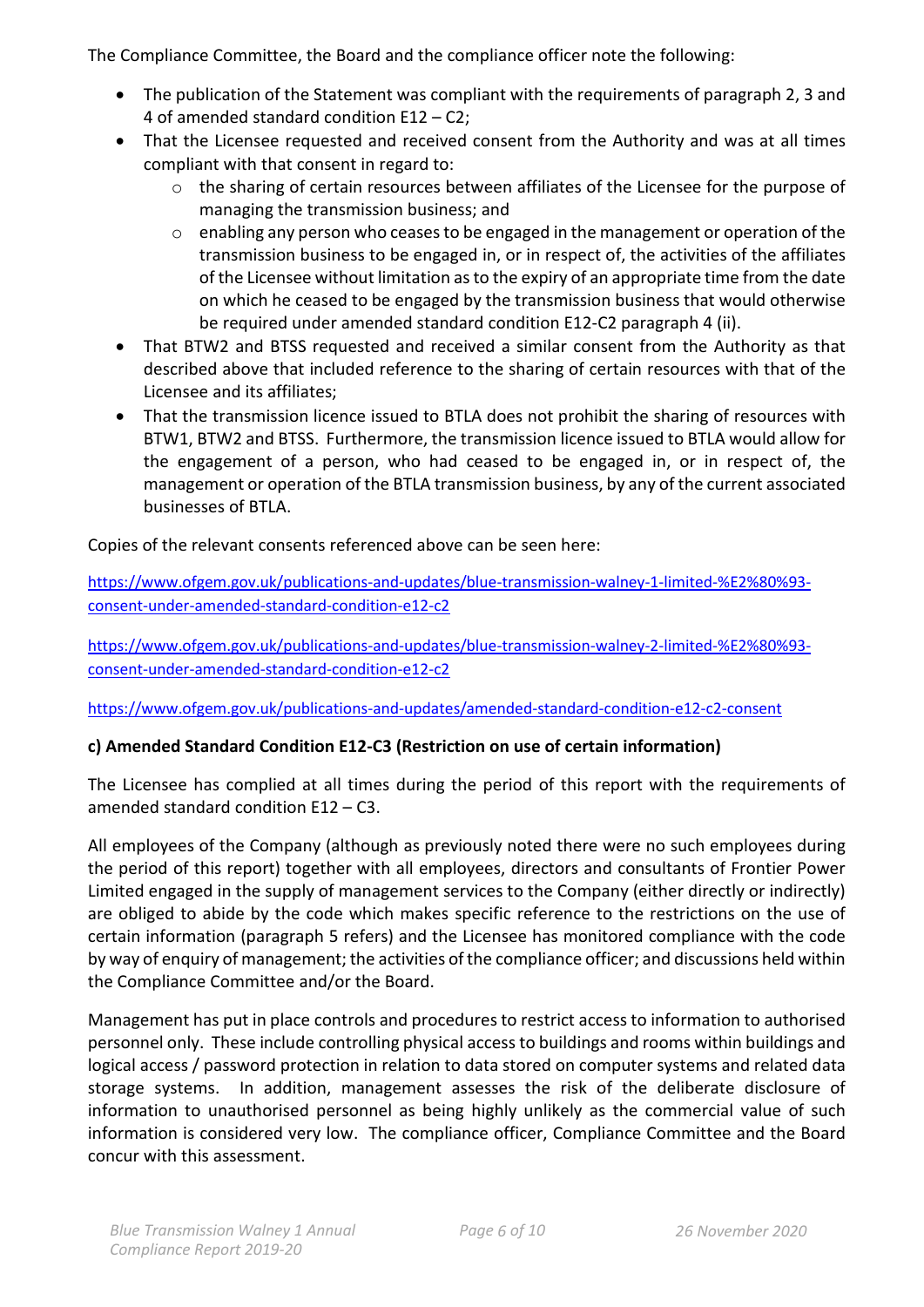The Compliance Committee, the Board and the compliance officer note the following:

- The publication of the Statement was compliant with the requirements of paragraph 2, 3 and 4 of amended standard condition E12 – C2;
- That the Licensee requested and received consent from the Authority and was at all times compliant with that consent in regard to:
    - the sharing of certain resources between affiliates of the Licensee for the purpose of managing the transmission business; and
    - enabling any person who ceases to be engaged in the management or operation of the transmission business to be engaged in, or in respect of, the activities of the affiliates of the Licensee without limitation as to the expiry of an appropriate time from the date on which he ceased to be engaged by the transmission business that would otherwise be required under amended standard condition E12-C2 paragraph 4 (ii).
- That BTW2 and BTSS requested and received a similar consent from the Authority as that described above that included reference to the sharing of certain resources with that of the Licensee and its affiliates;
- That the transmission licence issued to BTLA does not prohibit the sharing of resources with BTW1, BTW2 and BTSS. Furthermore, the transmission licence issued to BTLA would allow for the engagement of a person, who had ceased to be engaged in, or in respect of, the management or operation of the BTLA transmission business, by any of the current associated businesses of BTLA.

Copies of the relevant consents referenced above can be seen here:

https://www.ofgem.gov.uk/publications-and-updates/blue-transmission-walney-1-limited-%E2%80%93-consent-under-amended-standard-condition-e12-c2

https://www.ofgem.gov.uk/publications-and-updates/blue-transmission-walney-2-limited-%E2%80%93-consent-under-amended-standard-condition-e12-c2

https://www.ofgem.gov.uk/publications-and-updates/amended-standard-condition-e12-c2-consent

**c) Amended Standard Condition E12-C3 (Restriction on use of certain information)**

The Licensee has complied at all times during the period of this report with the requirements of amended standard condition E12 – C3.

All employees of the Company (although as previously noted there were no such employees during the period of this report) together with all employees, directors and consultants of Frontier Power Limited engaged in the supply of management services to the Company (either directly or indirectly) are obliged to abide by the code which makes specific reference to the restrictions on the use of certain information (paragraph 5 refers) and the Licensee has monitored compliance with the code by way of enquiry of management; the activities of the compliance officer; and discussions held within the Compliance Committee and/or the Board.

Management has put in place controls and procedures to restrict access to information to authorised personnel only. These include controlling physical access to buildings and rooms within buildings and logical access / password protection in relation to data stored on computer systems and related data storage systems. In addition, management assesses the risk of the deliberate disclosure of information to unauthorised personnel as being highly unlikely as the commercial value of such information is considered very low. The compliance officer, Compliance Committee and the Board concur with this assessment.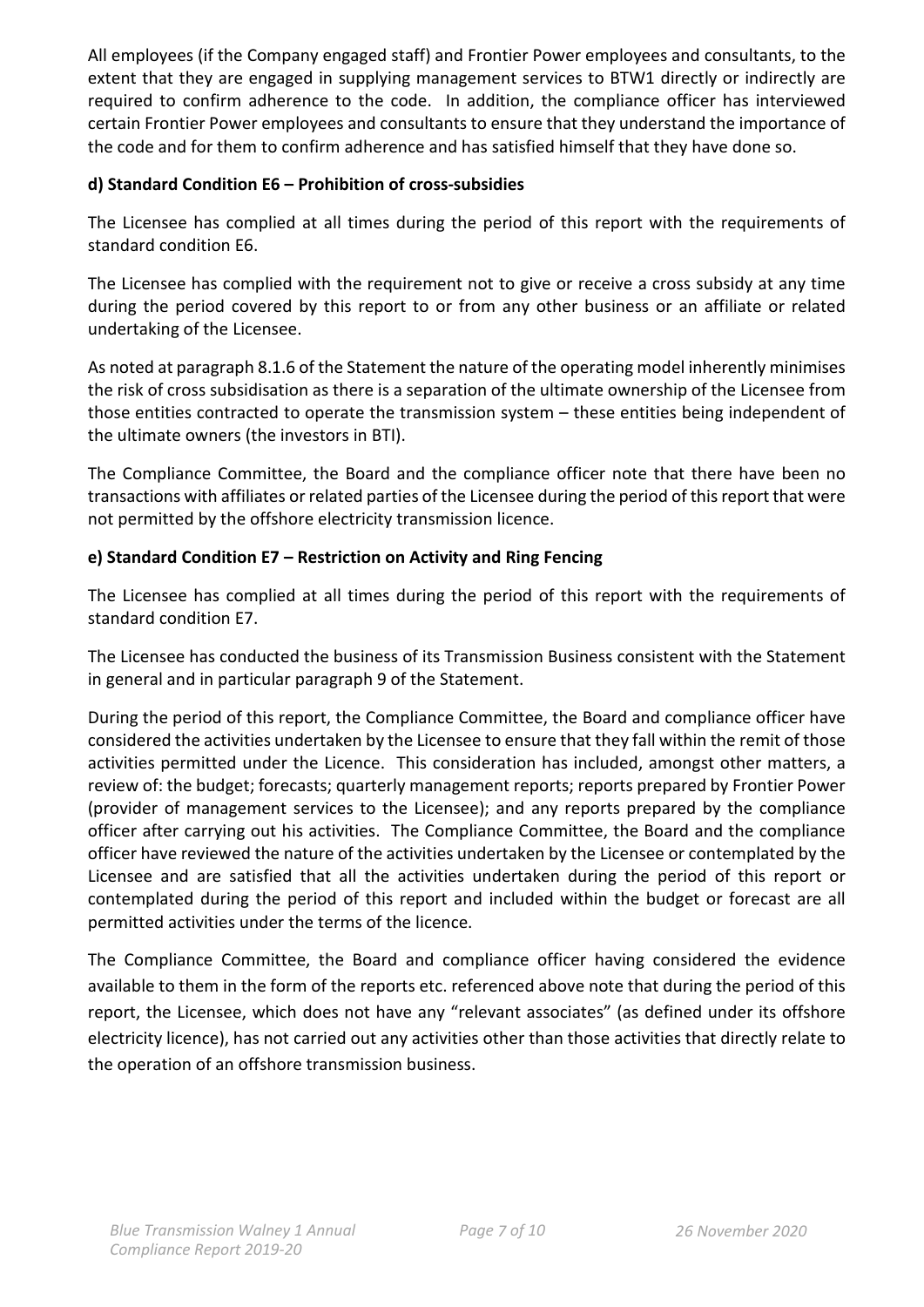All employees (if the Company engaged staff) and Frontier Power employees and consultants, to the extent that they are engaged in supplying management services to BTW1 directly or indirectly are required to confirm adherence to the code. In addition, the compliance officer has interviewed certain Frontier Power employees and consultants to ensure that they understand the importance of the code and for them to confirm adherence and has satisfied himself that they have done so.

**d) Standard Condition E6 – Prohibition of cross-subsidies**

The Licensee has complied at all times during the period of this report with the requirements of standard condition E6.

The Licensee has complied with the requirement not to give or receive a cross subsidy at any time during the period covered by this report to or from any other business or an affiliate or related undertaking of the Licensee.

As noted at paragraph 8.1.6 of the Statement the nature of the operating model inherently minimises the risk of cross subsidisation as there is a separation of the ultimate ownership of the Licensee from those entities contracted to operate the transmission system – these entities being independent of the ultimate owners (the investors in BTI).

The Compliance Committee, the Board and the compliance officer note that there have been no transactions with affiliates or related parties of the Licensee during the period of this report that were not permitted by the offshore electricity transmission licence.

**e) Standard Condition E7 – Restriction on Activity and Ring Fencing**

The Licensee has complied at all times during the period of this report with the requirements of standard condition E7.

The Licensee has conducted the business of its Transmission Business consistent with the Statement in general and in particular paragraph 9 of the Statement.

During the period of this report, the Compliance Committee, the Board and compliance officer have considered the activities undertaken by the Licensee to ensure that they fall within the remit of those activities permitted under the Licence. This consideration has included, amongst other matters, a review of: the budget; forecasts; quarterly management reports; reports prepared by Frontier Power (provider of management services to the Licensee); and any reports prepared by the compliance officer after carrying out his activities. The Compliance Committee, the Board and the compliance officer have reviewed the nature of the activities undertaken by the Licensee or contemplated by the Licensee and are satisfied that all the activities undertaken during the period of this report or contemplated during the period of this report and included within the budget or forecast are all permitted activities under the terms of the licence.

The Compliance Committee, the Board and compliance officer having considered the evidence available to them in the form of the reports etc. referenced above note that during the period of this report, the Licensee, which does not have any "relevant associates" (as defined under its offshore electricity licence), has not carried out any activities other than those activities that directly relate to the operation of an offshore transmission business.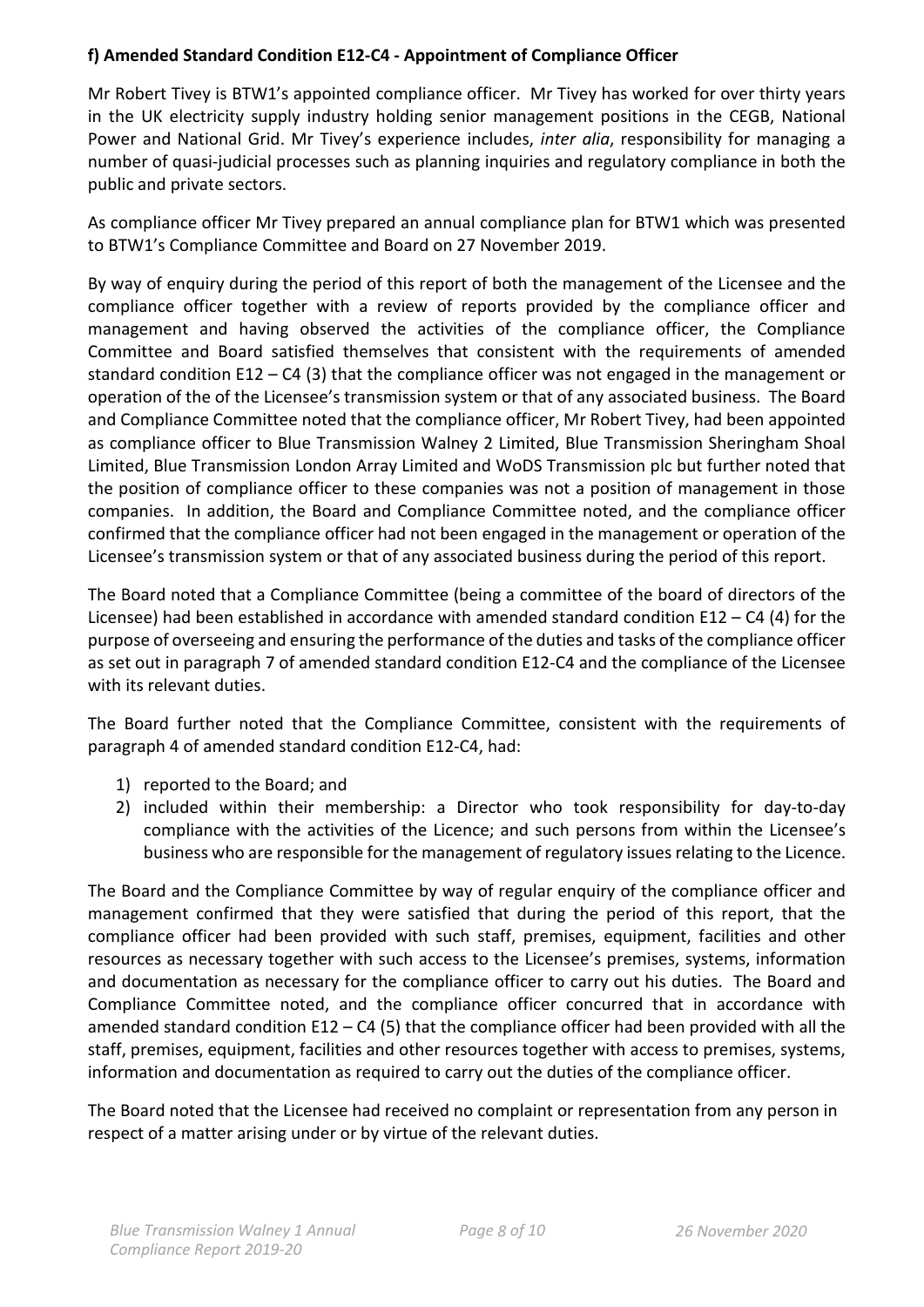### f) Amended Standard Condition E12-C4 - Appointment of Compliance Officer

Mr Robert Tivey is BTW1's appointed compliance officer. Mr Tivey has worked for over thirty years in the UK electricity supply industry holding senior management positions in the CEGB, National Power and National Grid. Mr Tivey's experience includes, *inter alia*, responsibility for managing a number of quasi-judicial processes such as planning inquiries and regulatory compliance in both the public and private sectors.

As compliance officer Mr Tivey prepared an annual compliance plan for BTW1 which was presented to BTW1's Compliance Committee and Board on 27 November 2019.

By way of enquiry during the period of this report of both the management of the Licensee and the compliance officer together with a review of reports provided by the compliance officer and management and having observed the activities of the compliance officer, the Compliance Committee and Board satisfied themselves that consistent with the requirements of amended standard condition E12 – C4 (3) that the compliance officer was not engaged in the management or operation of the of the Licensee's transmission system or that of any associated business. The Board and Compliance Committee noted that the compliance officer, Mr Robert Tivey, had been appointed as compliance officer to Blue Transmission Walney 2 Limited, Blue Transmission Sheringham Shoal Limited, Blue Transmission London Array Limited and WoDS Transmission plc but further noted that the position of compliance officer to these companies was not a position of management in those companies. In addition, the Board and Compliance Committee noted, and the compliance officer confirmed that the compliance officer had not been engaged in the management or operation of the Licensee's transmission system or that of any associated business during the period of this report.

The Board noted that a Compliance Committee (being a committee of the board of directors of the Licensee) had been established in accordance with amended standard condition E12 – C4 (4) for the purpose of overseeing and ensuring the performance of the duties and tasks of the compliance officer as set out in paragraph 7 of amended standard condition E12-C4 and the compliance of the Licensee with its relevant duties.

The Board further noted that the Compliance Committee, consistent with the requirements of paragraph 4 of amended standard condition E12-C4, had:

1) reported to the Board; and
2) included within their membership: a Director who took responsibility for day-to-day compliance with the activities of the Licence; and such persons from within the Licensee's business who are responsible for the management of regulatory issues relating to the Licence.

The Board and the Compliance Committee by way of regular enquiry of the compliance officer and management confirmed that they were satisfied that during the period of this report, that the compliance officer had been provided with such staff, premises, equipment, facilities and other resources as necessary together with such access to the Licensee's premises, systems, information and documentation as necessary for the compliance officer to carry out his duties. The Board and Compliance Committee noted, and the compliance officer concurred that in accordance with amended standard condition E12 – C4 (5) that the compliance officer had been provided with all the staff, premises, equipment, facilities and other resources together with access to premises, systems, information and documentation as required to carry out the duties of the compliance officer.

The Board noted that the Licensee had received no complaint or representation from any person in respect of a matter arising under or by virtue of the relevant duties.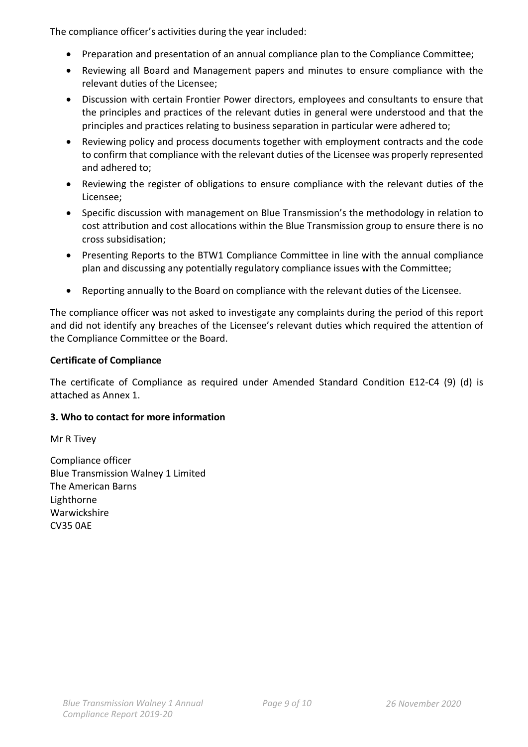The compliance officer's activities during the year included:

- Preparation and presentation of an annual compliance plan to the Compliance Committee;
- Reviewing all Board and Management papers and minutes to ensure compliance with the relevant duties of the Licensee;
- Discussion with certain Frontier Power directors, employees and consultants to ensure that the principles and practices of the relevant duties in general were understood and that the principles and practices relating to business separation in particular were adhered to;
- Reviewing policy and process documents together with employment contracts and the code to confirm that compliance with the relevant duties of the Licensee was properly represented and adhered to;
- Reviewing the register of obligations to ensure compliance with the relevant duties of the Licensee;
- Specific discussion with management on Blue Transmission's the methodology in relation to cost attribution and cost allocations within the Blue Transmission group to ensure there is no cross subsidisation;
- Presenting Reports to the BTW1 Compliance Committee in line with the annual compliance plan and discussing any potentially regulatory compliance issues with the Committee;
- Reporting annually to the Board on compliance with the relevant duties of the Licensee.

The compliance officer was not asked to investigate any complaints during the period of this report and did not identify any breaches of the Licensee's relevant duties which required the attention of the Compliance Committee or the Board.

**Certificate of Compliance**

The certificate of Compliance as required under Amended Standard Condition E12-C4 (9) (d) is attached as Annex 1.

**3. Who to contact for more information**

Mr R Tivey

Compliance officer
Blue Transmission Walney 1 Limited
The American Barns
Lighthorne
Warwickshire
CV35 0AE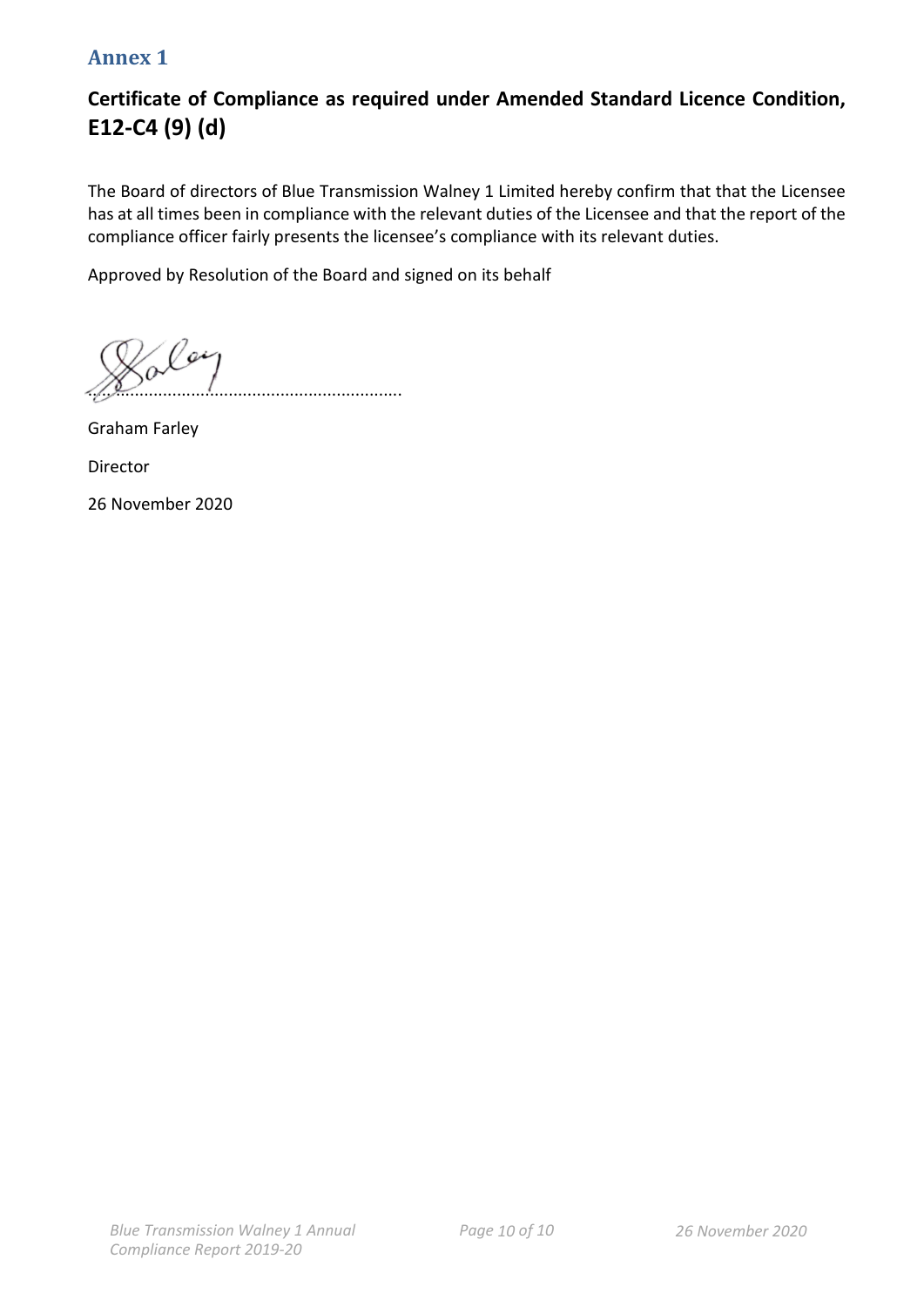## Annex 1

### Certificate of Compliance as required under Amended Standard Licence Condition, E12-C4 (9) (d)

The Board of directors of Blue Transmission Walney 1 Limited hereby confirm that that the Licensee has at all times been in compliance with the relevant duties of the Licensee and that the report of the compliance officer fairly presents the licensee's compliance with its relevant duties.

Approved by Resolution of the Board and signed on its behalf

………………………………………………………….

Graham Farley

Director

26 November 2020